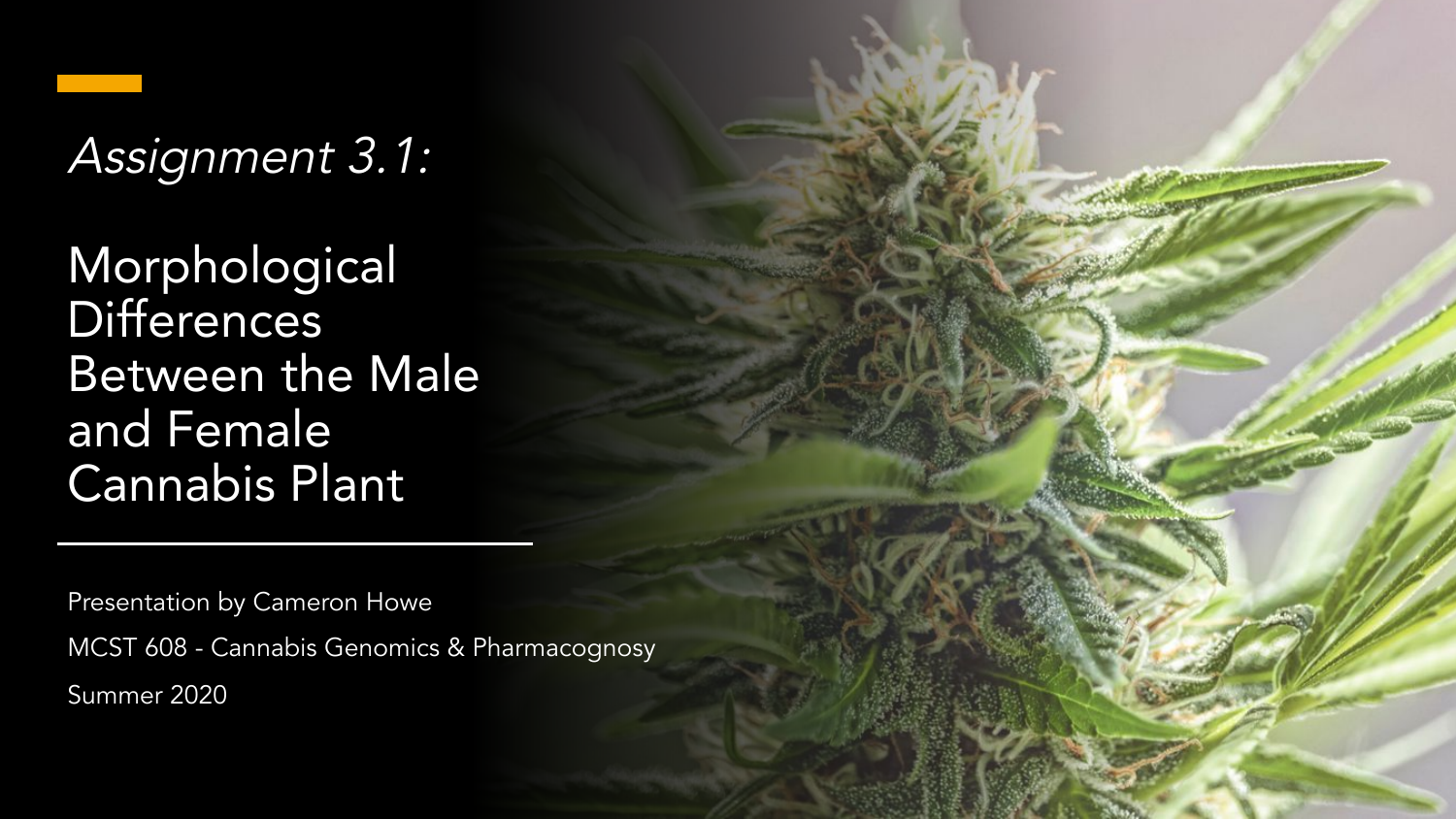*Assignment 3.1:*

# Morphological Differences Between the Male and Female Cannabis Plant

Presentation by Cameron Howe

MCST 608 - Cannabis Genomics & Pharmacognosy

Summer 2020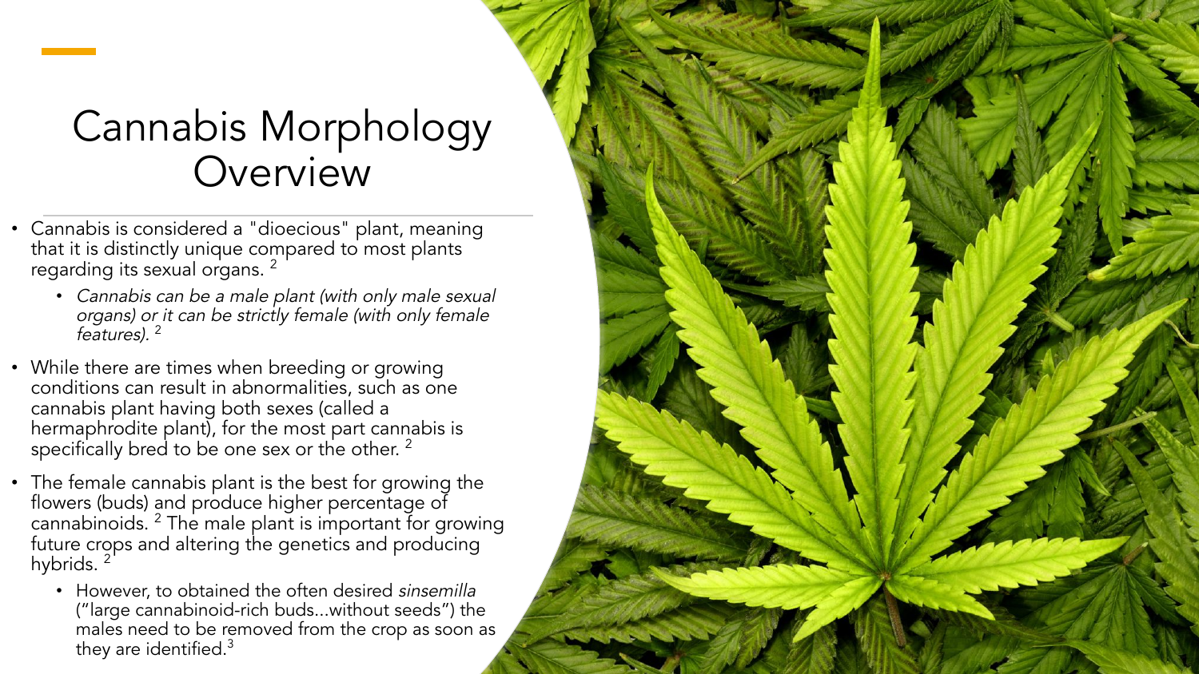# Cannabis Morphology Overview

- Cannabis is considered a "dioecious" plant, meaning that it is distinctly unique compared to most plants regarding its sexual organs. [2]
  - *Cannabis can be a male plant (with only male sexual organs) or it can be strictly female (with only female features).* [2]
- While there are times when breeding or growing conditions can result in abnormalities, such as one cannabis plant having both sexes (called a hermaphrodite plant), for the most part cannabis is specifically bred to be one sex or the other. [2]
- The female cannabis plant is the best for growing the flowers (buds) and produce higher percentage of cannabinoids. [2] The male plant is important for growing future crops and altering the genetics and producing hybrids. [2]
  - However, to obtained the often desired *sinsemilla* ("large cannabinoid-rich buds...without seeds") the males need to be removed from the crop as soon as they are identified.[3]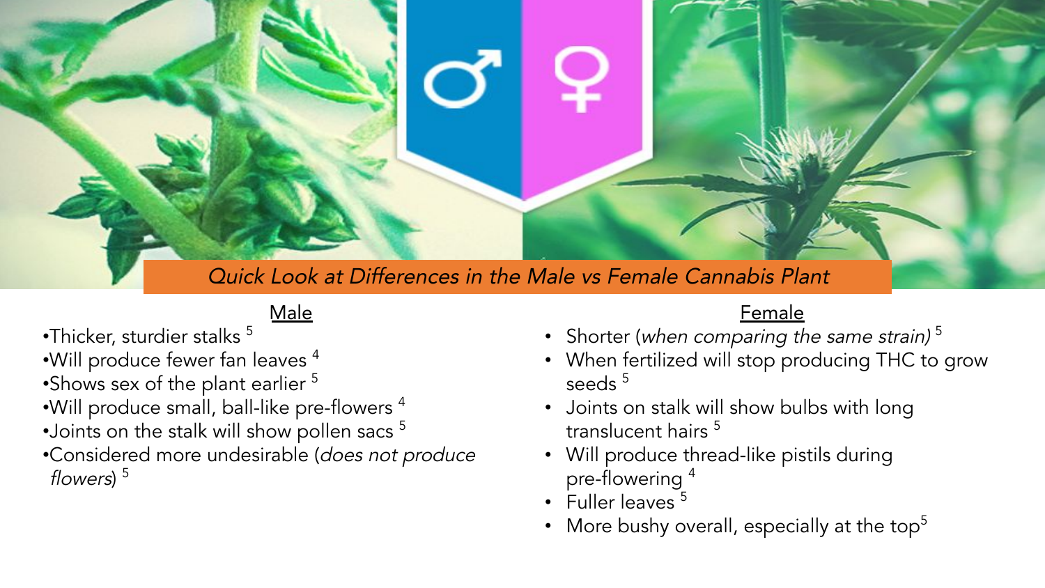## *Quick Look at Differences in the Male vs Female Cannabis Plant*

### Male

- Thicker, sturdier stalks [5]
- Will produce fewer fan leaves [4]
- Shows sex of the plant earlier [5]
- Will produce small, ball-like pre-flowers [4]
- Joints on the stalk will show pollen sacs [5]
- Considered more undesirable (*does not produce flowers*) [5]

### Female

- Shorter (*when comparing the same strain)* [5]
- When fertilized will stop producing THC to grow seeds [5]
- Joints on stalk will show bulbs with long translucent hairs [5]
- Will produce thread-like pistils during pre-flowering [4]
- Fuller leaves [5]
- More bushy overall, especially at the top[5]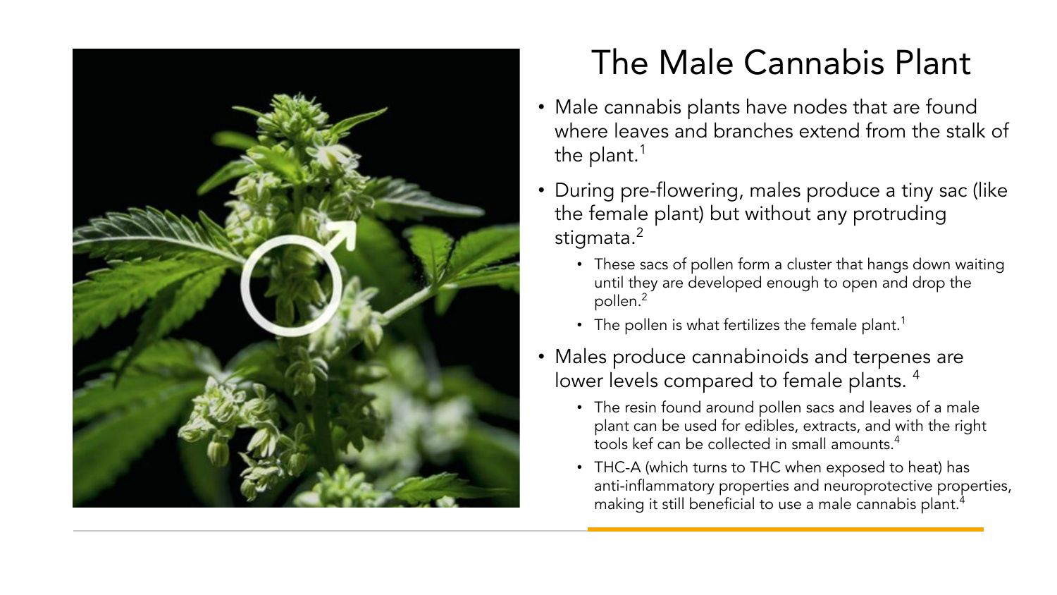# The Male Cannabis Plant

- Male cannabis plants have nodes that are found where leaves and branches extend from the stalk of the plant.[1]
- During pre-flowering, males produce a tiny sac (like the female plant) but without any protruding stigmata.[2]
  - These sacs of pollen form a cluster that hangs down waiting until they are developed enough to open and drop the pollen.[2]
  - The pollen is what fertilizes the female plant.[1]
- Males produce cannabinoids and terpenes are lower levels compared to female plants. [4]
  - The resin found around pollen sacs and leaves of a male plant can be used for edibles, extracts, and with the right tools kef can be collected in small amounts.[4]
  - THC-A (which turns to THC when exposed to heat) has anti-inflammatory properties and neuroprotective properties, making it still beneficial to use a male cannabis plant.[4]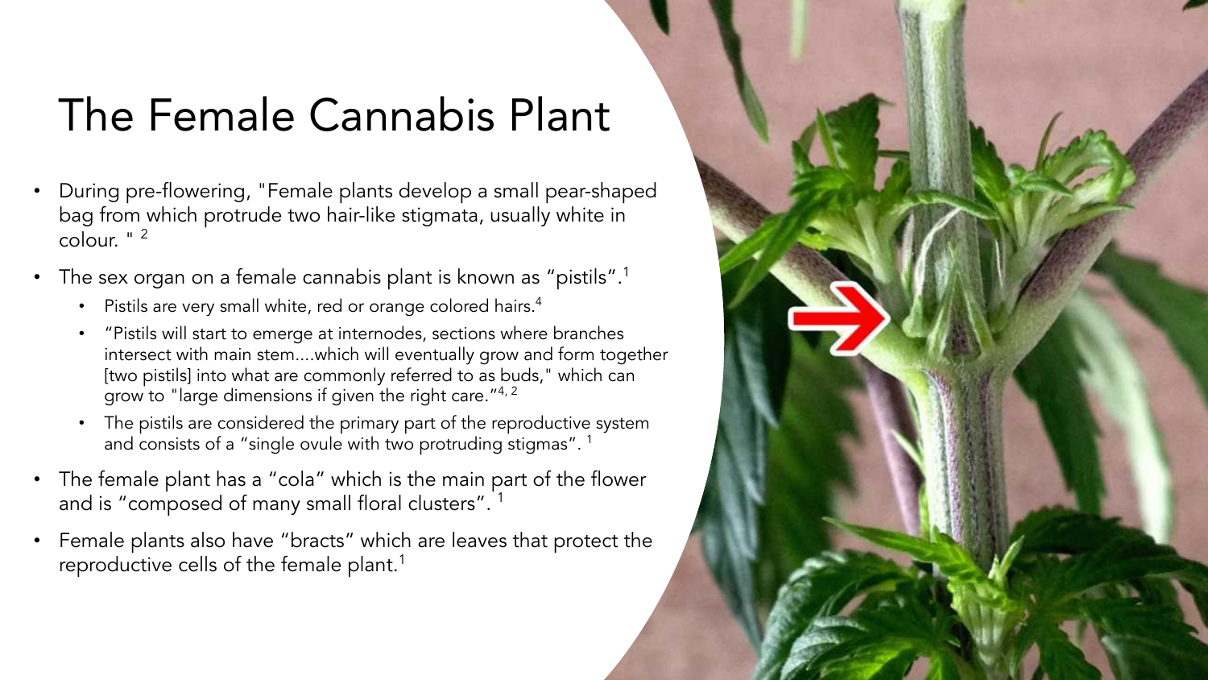# The Female Cannabis Plant

- During pre-flowering, "Female plants develop a small pear-shaped bag from which protrude two hair-like stigmata, usually white in colour. " [2]
- The sex organ on a female cannabis plant is known as "pistils".[1]
  - Pistils are very small white, red or orange colored hairs.[4]
  - "Pistils will start to emerge at internodes, sections where branches intersect with main stem....which will eventually grow and form together [two pistils] into what are commonly referred to as buds," which can grow to "large dimensions if given the right care."[4, 2]
  - The pistils are considered the primary part of the reproductive system and consists of a "single ovule with two protruding stigmas". [1]
- The female plant has a "cola" which is the main part of the flower and is "composed of many small floral clusters". [1]
- Female plants also have "bracts" which are leaves that protect the reproductive cells of the female plant.[1]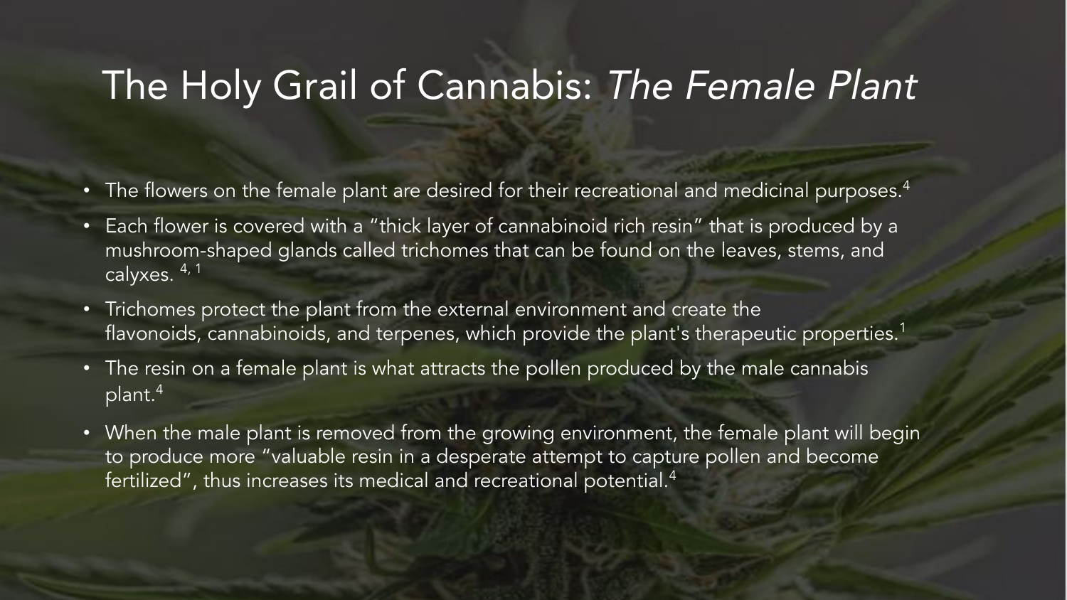# The Holy Grail of Cannabis: *The Female Plant*

- The flowers on the female plant are desired for their recreational and medicinal purposes.[4]
- Each flower is covered with a "thick layer of cannabinoid rich resin" that is produced by a mushroom-shaped glands called trichomes that can be found on the leaves, stems, and calyxes. [4, 1]
- Trichomes protect the plant from the external environment and create the flavonoids, cannabinoids, and terpenes, which provide the plant's therapeutic properties.[1]
- The resin on a female plant is what attracts the pollen produced by the male cannabis plant.[4]
- When the male plant is removed from the growing environment, the female plant will begin to produce more "valuable resin in a desperate attempt to capture pollen and become fertilized", thus increases its medical and recreational potential.[4]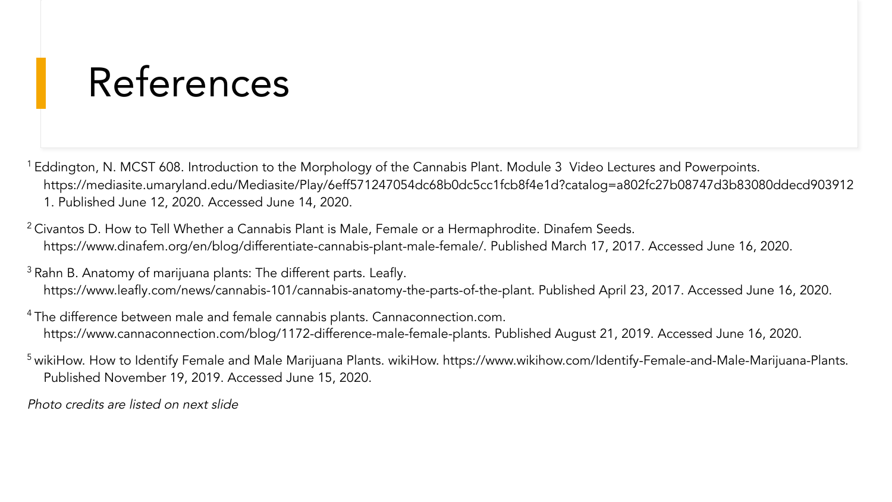# References

[1] Eddington, N. MCST 608. Introduction to the Morphology of the Cannabis Plant. Module 3 Video Lectures and Powerpoints. https://mediasite.umaryland.edu/Mediasite/Play/6eff571247054dc68b0dc5cc1fcb8f4e1d?catalog=a802fc27b08747d3b83080ddecd9039121. Published June 12, 2020. Accessed June 14, 2020.

[2] Civantos D. How to Tell Whether a Cannabis Plant is Male, Female or a Hermaphrodite. Dinafem Seeds. https://www.dinafem.org/en/blog/differentiate-cannabis-plant-male-female/. Published March 17, 2017. Accessed June 16, 2020.

[3] Rahn B. Anatomy of marijuana plants: The different parts. Leafly. https://www.leafly.com/news/cannabis-101/cannabis-anatomy-the-parts-of-the-plant. Published April 23, 2017. Accessed June 16, 2020.

[4] The difference between male and female cannabis plants. Cannaconnection.com. https://www.cannaconnection.com/blog/1172-difference-male-female-plants. Published August 21, 2019. Accessed June 16, 2020.

[5] wikiHow. How to Identify Female and Male Marijuana Plants. wikiHow. https://www.wikihow.com/Identify-Female-and-Male-Marijuana-Plants. Published November 19, 2019. Accessed June 15, 2020.

*Photo credits are listed on next slide*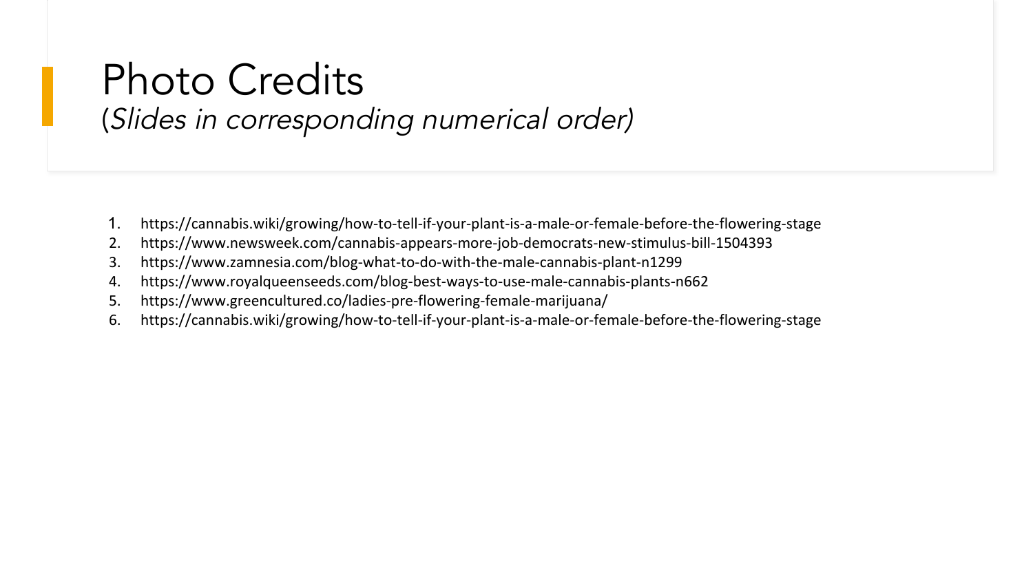# Photo Credits
*(Slides in corresponding numerical order)*

1. https://cannabis.wiki/growing/how-to-tell-if-your-plant-is-a-male-or-female-before-the-flowering-stage
2. https://www.newsweek.com/cannabis-appears-more-job-democrats-new-stimulus-bill-1504393
3. https://www.zamnesia.com/blog-what-to-do-with-the-male-cannabis-plant-n1299
4. https://www.royalqueenseeds.com/blog-best-ways-to-use-male-cannabis-plants-n662
5. https://www.greencultured.co/ladies-pre-flowering-female-marijuana/
6. https://cannabis.wiki/growing/how-to-tell-if-your-plant-is-a-male-or-female-before-the-flowering-stage